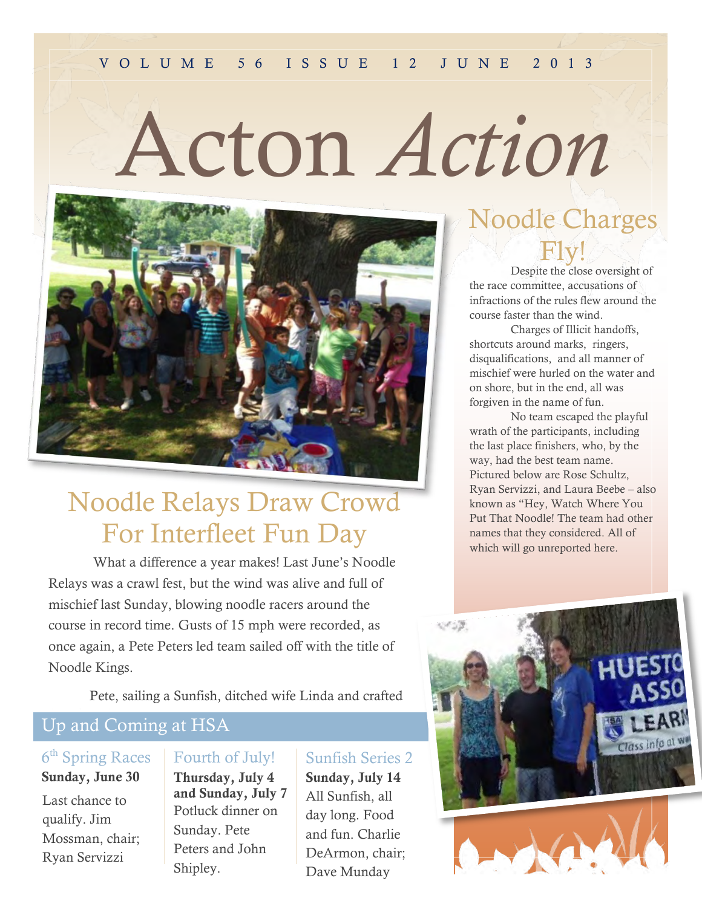VOLUME 56 ISSUE 12 JUNE 2013

# Acton *Action*

## Noodle Relays Draw Crowd For Interfleet Fun Day

What a difference a year makes! Last June's Noodle Relays was a crawl fest, but the wind was alive and full of mischief last Sunday, blowing noodle racers around the course in record time. Gusts of 15 mph were recorded, as once again, a Pete Peters led team sailed off with the title of Noodle Kings.

Pete, sailing a Sunfish, ditched wife Linda and crafted

## Noodle Charges Fly!

Despite the close oversight of the race committee, accusations of infractions of the rules flew around the course faster than the wind.

Charges of Illicit handoffs, shortcuts around marks, ringers, disqualifications, and all manner of mischief were hurled on the water and on shore, but in the end, all was forgiven in the name of fun.

No team escaped the playful wrath of the participants, including the last place finishers, who, by the way, had the best team name. Pictured below are Rose Schultz, Ryan Servizzi, and Laura Beebe – also known as "Hey, Watch Where You Put That Noodle! The team had other names that they considered. All of which will go unreported here.

## Up and Coming at HSA

### 6th Spring Races

**Sunday, June 30**

Last chance to qualify. Jim Mossman, chair; Ryan Servizzi

### Fourth of July!

**Thursday, July 4 and Sunday, July 7**

Potluck dinner on Sunday. Pete Peters and John Shipley.

### Sunfish Series 2

**Sunday, July 14**

All Sunfish, all day long. Food and fun. Charlie DeArmon, chair; Dave Munday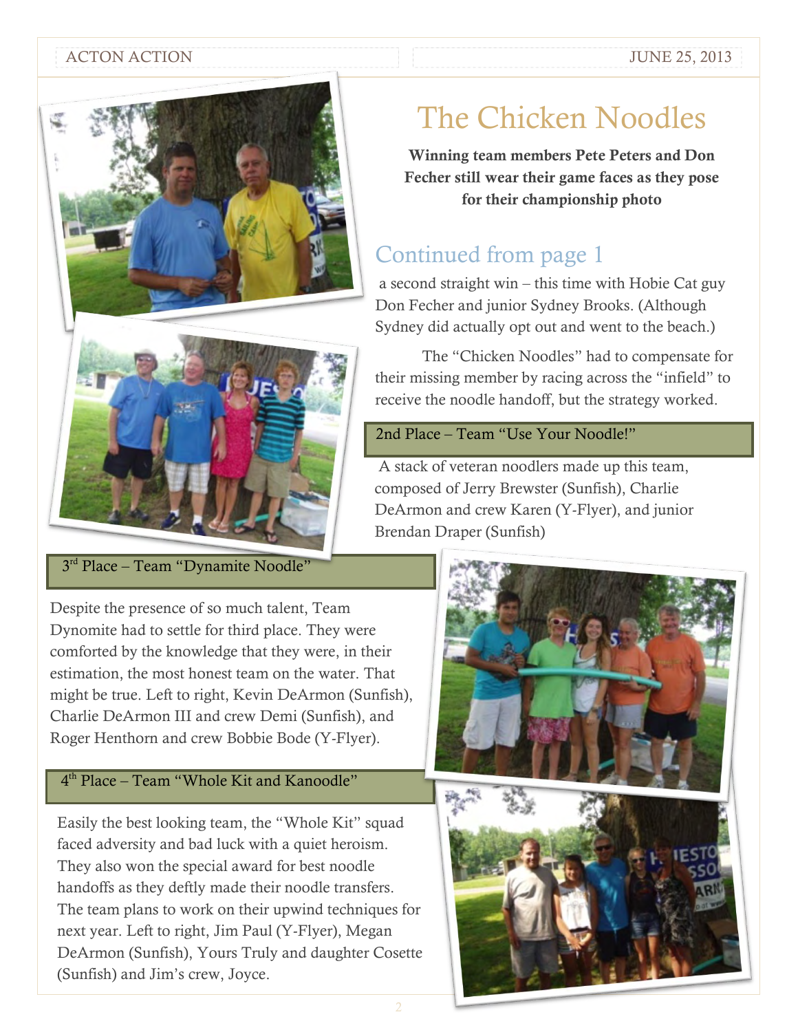# The Chicken Noodles

**Winning team members Pete Peters and Don Fecher still wear their game faces as they pose for their championship photo**

## Continued from page 1

a second straight win – this time with Hobie Cat guy Don Fecher and junior Sydney Brooks. (Although Sydney did actually opt out and went to the beach.)

The "Chicken Noodles" had to compensate for their missing member by racing across the "infield" to receive the noodle handoff, but the strategy worked.

### 2nd Place – Team "Use Your Noodle!"

A stack of veteran noodlers made up this team, composed of Jerry Brewster (Sunfish), Charlie DeArmon and crew Karen (Y-Flyer), and junior Brendan Draper (Sunfish)

### 3rd Place – Team "Dynamite Noodle"

Despite the presence of so much talent, Team Dynomite had to settle for third place. They were comforted by the knowledge that they were, in their estimation, the most honest team on the water. That might be true. Left to right, Kevin DeArmon (Sunfish), Charlie DeArmon III and crew Demi (Sunfish), and Roger Henthorn and crew Bobbie Bode (Y-Flyer).

### 4th Place – Team "Whole Kit and Kanoodle"

Easily the best looking team, the "Whole Kit" squad faced adversity and bad luck with a quiet heroism. They also won the special award for best noodle handoffs as they deftly made their noodle transfers. The team plans to work on their upwind techniques for next year. Left to right, Jim Paul (Y-Flyer), Megan DeArmon (Sunfish), Yours Truly and daughter Cosette (Sunfish) and Jim's crew, Joyce.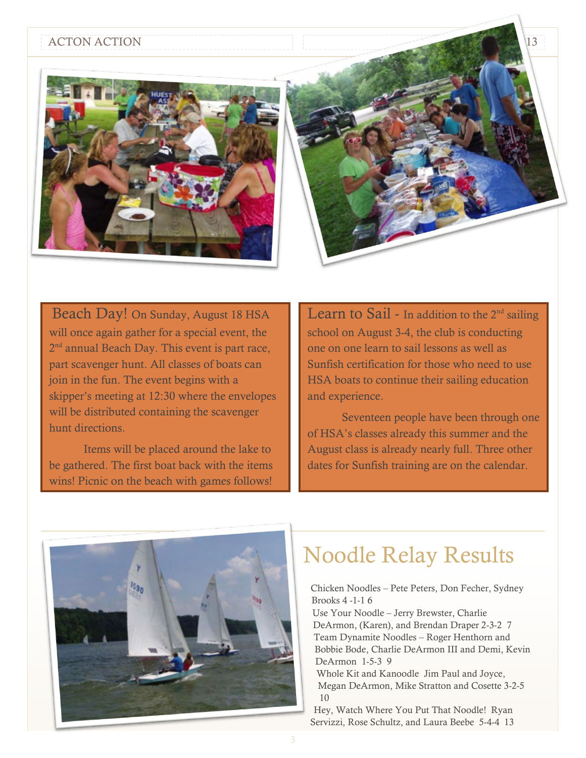**Beach Day!** On Sunday, August 18 HSA will once again gather for a special event, the 2nd annual Beach Day. This event is part race, part scavenger hunt. All classes of boats can join in the fun. The event begins with a skipper's meeting at 12:30 where the envelopes will be distributed containing the scavenger hunt directions.

Items will be placed around the lake to be gathered. The first boat back with the items wins! Picnic on the beach with games follows!

**Learn to Sail** - In addition to the 2nd sailing school on August 3-4, the club is conducting one on one learn to sail lessons as well as Sunfish certification for those who need to use HSA boats to continue their sailing education and experience.

Seventeen people have been through one of HSA's classes already this summer and the August class is already nearly full. Three other dates for Sunfish training are on the calendar.

# Noodle Relay Results

Chicken Noodles – Pete Peters, Don Fecher, Sydney Brooks 4 -1-1 6

Use Your Noodle – Jerry Brewster, Charlie DeArmon, (Karen), and Brendan Draper 2-3-2 7

Team Dynamite Noodles – Roger Henthorn and Bobbie Bode, Charlie DeArmon III and Demi, Kevin DeArmon 1-5-3 9

Whole Kit and Kanoodle Jim Paul and Joyce, Megan DeArmon, Mike Stratton and Cosette 3-2-5 10

Hey, Watch Where You Put That Noodle! Ryan Servizzi, Rose Schultz, and Laura Beebe 5-4-4 13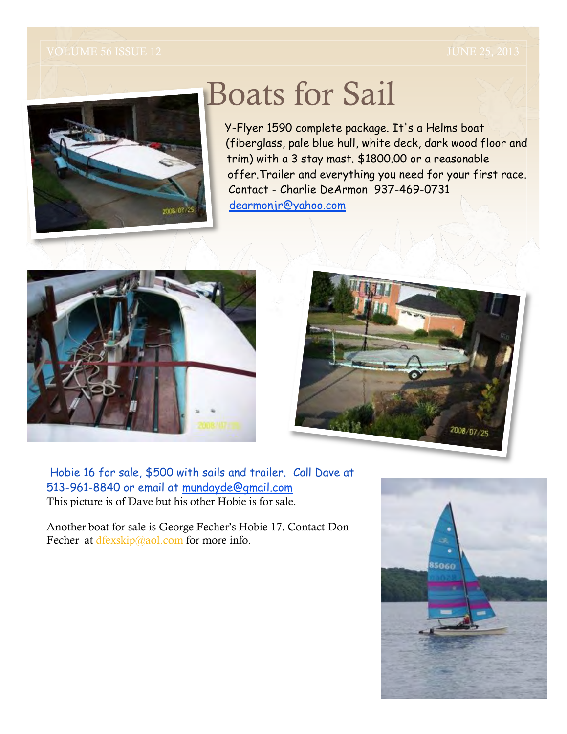# Boats for Sail

Y-Flyer 1590 complete package. It's a Helms boat (fiberglass, pale blue hull, white deck, dark wood floor and trim) with a 3 stay mast. $1800.00 or a reasonable offer.Trailer and everything you need for your first race. Contact - Charlie DeArmon 937-469-0731 dearmonjr@yahoo.com

Hobie 16 for sale, $500 with sails and trailer. Call Dave at 513-961-8840 or email at mundayde@gmail.com
This picture is of Dave but his other Hobie is for sale.

Another boat for sale is George Fecher's Hobie 17. Contact Don Fecher at dfexskip@aol.com for more info.